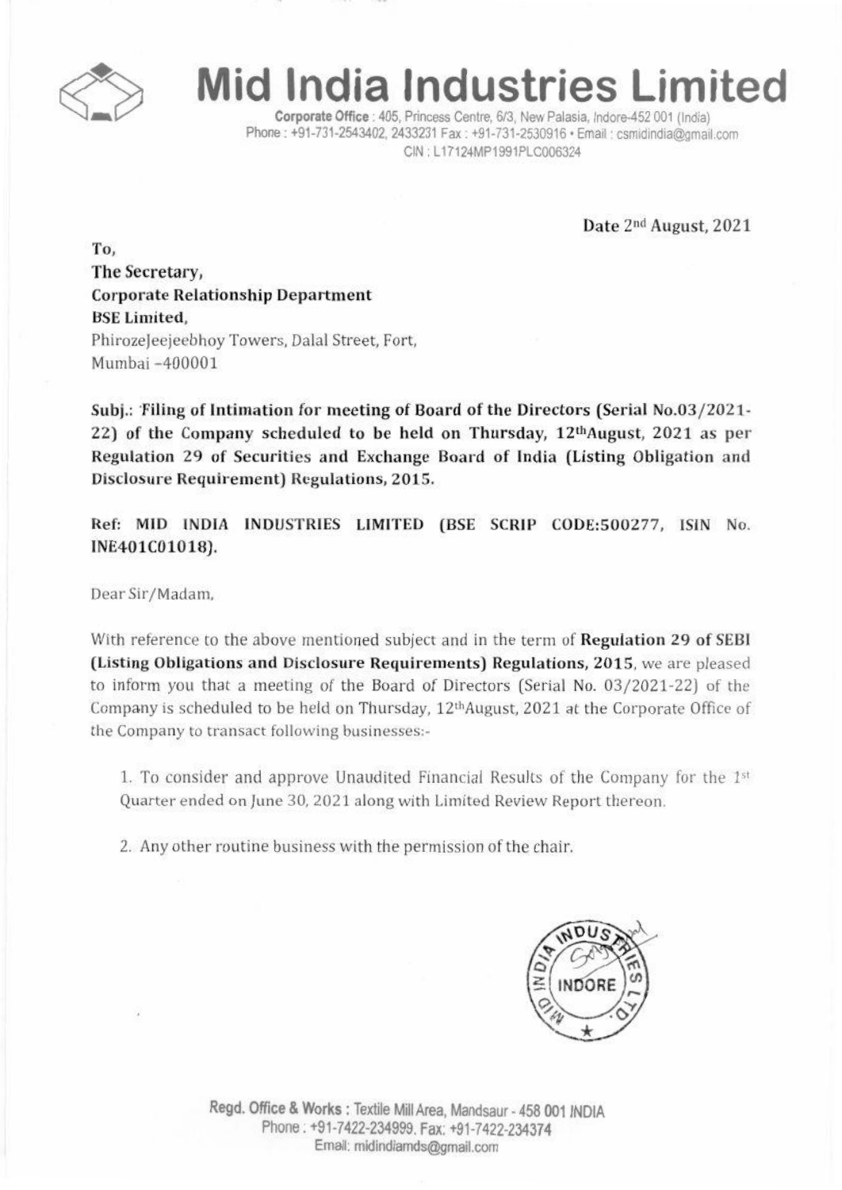# Mid India Industries Limited

**Corporate Office** : 405, Princess Centre, 6/3, New Palasia, Indore-452 001 (India)
Phone : +91-731-2543402, 2433231 Fax : +91-731-2530916 • Email : csmidindia@gmail.com
CIN : L17124MP1991PLC006324

Date 2nd August, 2021

**To,**
**The Secretary,**
**Corporate Relationship Department**
**BSE Limited,**
PhirozeJeejeebhoy Towers, Dalal Street, Fort,
Mumbai –400001

**Subj.: Filing of Intimation for meeting of Board of the Directors (Serial No.03/2021-22) of the Company scheduled to be held on Thursday, 12thAugust, 2021 as per Regulation 29 of Securities and Exchange Board of India (Listing Obligation and Disclosure Requirement) Regulations, 2015.**

**Ref: MID INDIA INDUSTRIES LIMITED (BSE SCRIP CODE:500277, ISIN No. INE401C01018).**

Dear Sir/Madam,

With reference to the above mentioned subject and in the term of **Regulation 29 of SEBI (Listing Obligations and Disclosure Requirements) Regulations, 2015**, we are pleased to inform you that a meeting of the Board of Directors (Serial No. 03/2021-22) of the Company is scheduled to be held on Thursday, 12thAugust, 2021 at the Corporate Office of the Company to transact following businesses:-

1. To consider and approve Unaudited Financial Results of the Company for the 1st Quarter ended on June 30, 2021 along with Limited Review Report thereon.

2. Any other routine business with the permission of the chair.

**Regd. Office & Works** : Textile Mill Area, Mandsaur - 458 001 INDIA
Phone : +91-7422-234999, Fax: +91-7422-234374
Email: midindiamds@gmail.com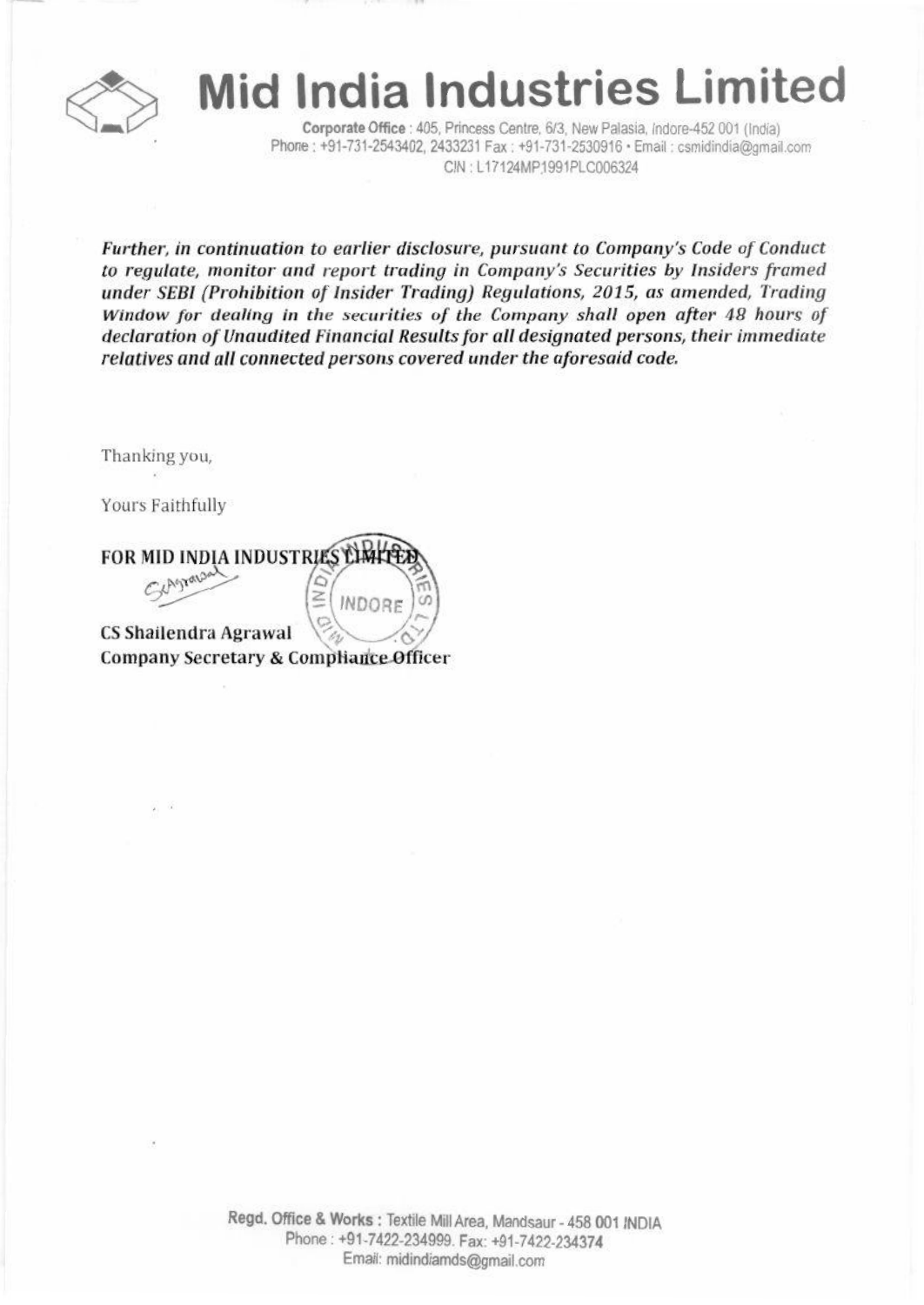# Mid India Industries Limited

Corporate Office : 405, Princess Centre, 6/3, New Palasia, Indore-452 001 (India)
Phone : +91-731-2543402, 2433231 Fax : +91-731-2530916 • Email : csmidindia@gmail.com
CIN : L17124MP1991PLC006324

***Further, in continuation to earlier disclosure, pursuant to Company's Code of Conduct to regulate, monitor and report trading in Company's Securities by Insiders framed under SEBI (Prohibition of Insider Trading) Regulations, 2015, as amended, Trading Window for dealing in the securities of the Company shall open after 48 hours of declaration of Unaudited Financial Results for all designated persons, their immediate relatives and all connected persons covered under the aforesaid code.***

Thanking you,

Yours Faithfully

**FOR MID INDIA INDUSTRIES LIMITED**

**CS Shailendra Agrawal**
**Company Secretary & Compliance Officer**

Regd. Office & Works : Textile Mill Area, Mandsaur - 458 001 INDIA
Phone : +91-7422-234999. Fax: +91-7422-234374
Email: midindiamds@gmail.com